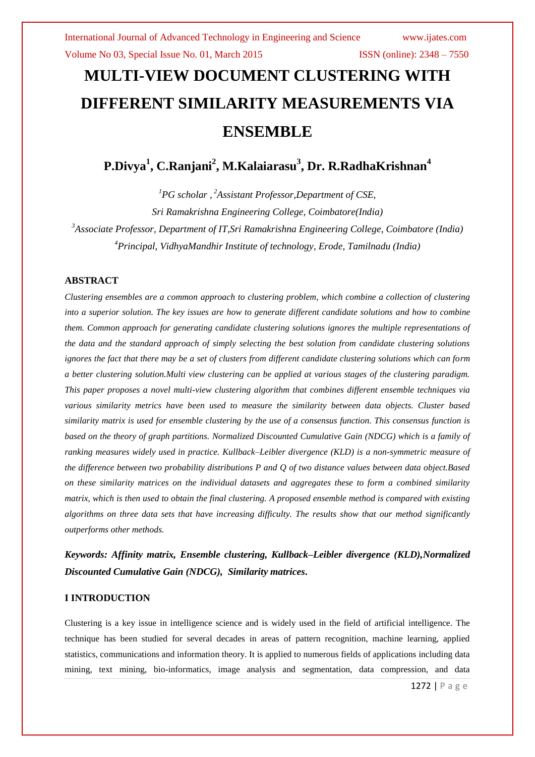# MULTI-VIEW DOCUMENT CLUSTERING WITH DIFFERENT SIMILARITY MEASUREMENTS VIA ENSEMBLE

**P.Divya[1], C.Ranjani[2], M.Kalaiarasu[3], Dr. R.RadhaKrishnan[4]**

*[1]PG scholar , [2]Assistant Professor,Department of CSE,*
*Sri Ramakrishna Engineering College, Coimbatore(India)*
*[3]Associate Professor, Department of IT,Sri Ramakrishna Engineering College, Coimbatore (India)*
*[4]Principal, VidhyaMandhir Institute of technology, Erode, Tamilnadu (India)*

## ABSTRACT

*Clustering ensembles are a common approach to clustering problem, which combine a collection of clustering into a superior solution. The key issues are how to generate different candidate solutions and how to combine them. Common approach for generating candidate clustering solutions ignores the multiple representations of the data and the standard approach of simply selecting the best solution from candidate clustering solutions ignores the fact that there may be a set of clusters from different candidate clustering solutions which can form a better clustering solution.Multi view clustering can be applied at various stages of the clustering paradigm. This paper proposes a novel multi-view clustering algorithm that combines different ensemble techniques via various similarity metrics have been used to measure the similarity between data objects. Cluster based similarity matrix is used for ensemble clustering by the use of a consensus function. This consensus function is based on the theory of graph partitions. Normalized Discounted Cumulative Gain (NDCG) which is a family of ranking measures widely used in practice. Kullback–Leibler divergence (KLD) is a non-symmetric measure of the difference between two probability distributions P and Q of two distance values between data object.Based on these similarity matrices on the individual datasets and aggregates these to form a combined similarity matrix, which is then used to obtain the final clustering. A proposed ensemble method is compared with existing algorithms on three data sets that have increasing difficulty. The results show that our method significantly outperforms other methods.*

***Keywords: Affinity matrix, Ensemble clustering, Kullback–Leibler divergence (KLD),Normalized Discounted Cumulative Gain (NDCG), Similarity matrices.***

## I INTRODUCTION

Clustering is a key issue in intelligence science and is widely used in the field of artificial intelligence. The technique has been studied for several decades in areas of pattern recognition, machine learning, applied statistics, communications and information theory. It is applied to numerous fields of applications including data mining, text mining, bio-informatics, image analysis and segmentation, data compression, and data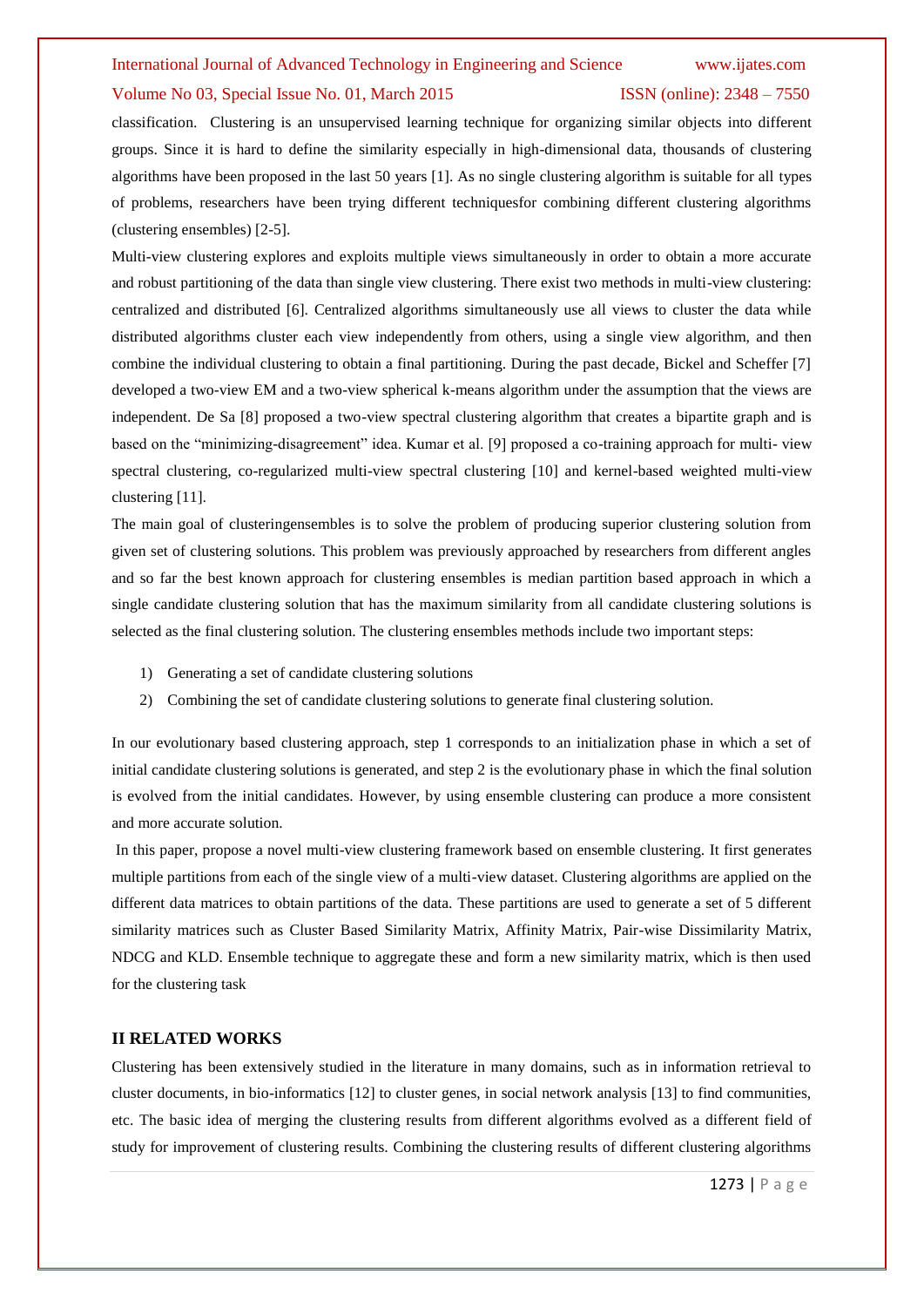classification. Clustering is an unsupervised learning technique for organizing similar objects into different groups. Since it is hard to define the similarity especially in high-dimensional data, thousands of clustering algorithms have been proposed in the last 50 years [1]. As no single clustering algorithm is suitable for all types of problems, researchers have been trying different techniquesfor combining different clustering algorithms (clustering ensembles) [2-5].

Multi-view clustering explores and exploits multiple views simultaneously in order to obtain a more accurate and robust partitioning of the data than single view clustering. There exist two methods in multi-view clustering: centralized and distributed [6]. Centralized algorithms simultaneously use all views to cluster the data while distributed algorithms cluster each view independently from others, using a single view algorithm, and then combine the individual clustering to obtain a final partitioning. During the past decade, Bickel and Scheffer [7] developed a two-view EM and a two-view spherical k-means algorithm under the assumption that the views are independent. De Sa [8] proposed a two-view spectral clustering algorithm that creates a bipartite graph and is based on the "minimizing-disagreement" idea. Kumar et al. [9] proposed a co-training approach for multi- view spectral clustering, co-regularized multi-view spectral clustering [10] and kernel-based weighted multi-view clustering [11].

The main goal of clusteringensembles is to solve the problem of producing superior clustering solution from given set of clustering solutions. This problem was previously approached by researchers from different angles and so far the best known approach for clustering ensembles is median partition based approach in which a single candidate clustering solution that has the maximum similarity from all candidate clustering solutions is selected as the final clustering solution. The clustering ensembles methods include two important steps:

1) Generating a set of candidate clustering solutions
2) Combining the set of candidate clustering solutions to generate final clustering solution.

In our evolutionary based clustering approach, step 1 corresponds to an initialization phase in which a set of initial candidate clustering solutions is generated, and step 2 is the evolutionary phase in which the final solution is evolved from the initial candidates. However, by using ensemble clustering can produce a more consistent and more accurate solution.

In this paper, propose a novel multi-view clustering framework based on ensemble clustering. It first generates multiple partitions from each of the single view of a multi-view dataset. Clustering algorithms are applied on the different data matrices to obtain partitions of the data. These partitions are used to generate a set of 5 different similarity matrices such as Cluster Based Similarity Matrix, Affinity Matrix, Pair-wise Dissimilarity Matrix, NDCG and KLD. Ensemble technique to aggregate these and form a new similarity matrix, which is then used for the clustering task

## II RELATED WORKS

Clustering has been extensively studied in the literature in many domains, such as in information retrieval to cluster documents, in bio-informatics [12] to cluster genes, in social network analysis [13] to find communities, etc. The basic idea of merging the clustering results from different algorithms evolved as a different field of study for improvement of clustering results. Combining the clustering results of different clustering algorithms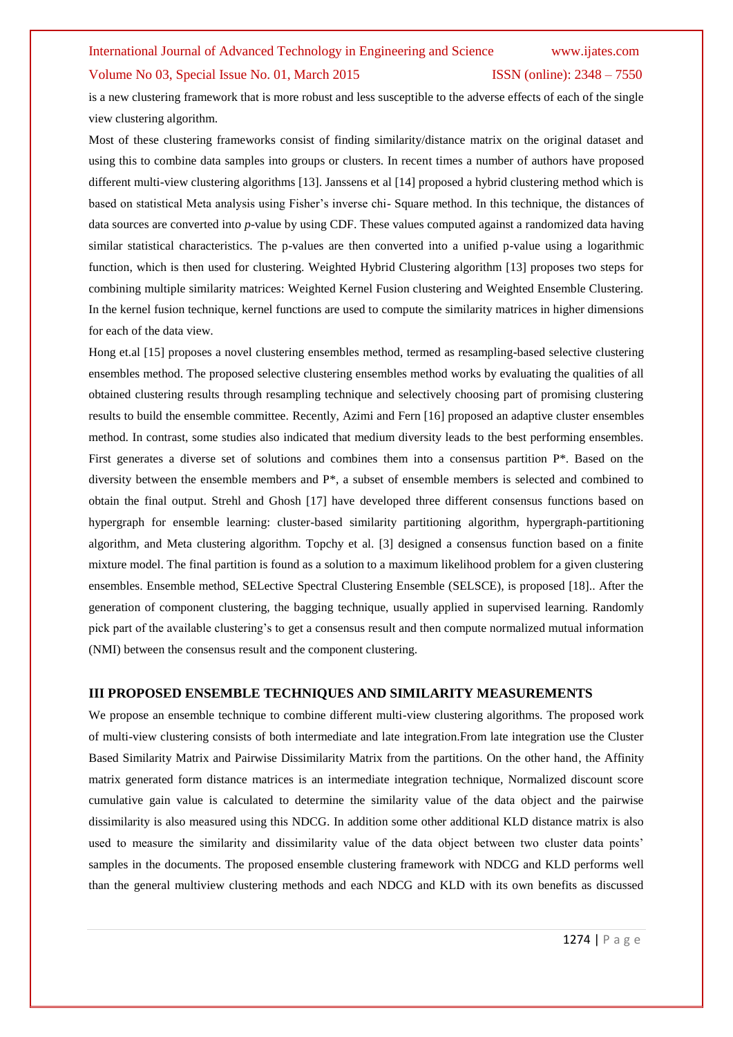is a new clustering framework that is more robust and less susceptible to the adverse effects of each of the single view clustering algorithm.

Most of these clustering frameworks consist of finding similarity/distance matrix on the original dataset and using this to combine data samples into groups or clusters. In recent times a number of authors have proposed different multi-view clustering algorithms [13]. Janssens et al [14] proposed a hybrid clustering method which is based on statistical Meta analysis using Fisher's inverse chi- Square method. In this technique, the distances of data sources are converted into *p*-value by using CDF. These values computed against a randomized data having similar statistical characteristics. The p-values are then converted into a unified p-value using a logarithmic function, which is then used for clustering. Weighted Hybrid Clustering algorithm [13] proposes two steps for combining multiple similarity matrices: Weighted Kernel Fusion clustering and Weighted Ensemble Clustering. In the kernel fusion technique, kernel functions are used to compute the similarity matrices in higher dimensions for each of the data view.

Hong et.al [15] proposes a novel clustering ensembles method, termed as resampling-based selective clustering ensembles method. The proposed selective clustering ensembles method works by evaluating the qualities of all obtained clustering results through resampling technique and selectively choosing part of promising clustering results to build the ensemble committee. Recently, Azimi and Fern [16] proposed an adaptive cluster ensembles method. In contrast, some studies also indicated that medium diversity leads to the best performing ensembles. First generates a diverse set of solutions and combines them into a consensus partition P*. Based on the diversity between the ensemble members and P*, a subset of ensemble members is selected and combined to obtain the final output. Strehl and Ghosh [17] have developed three different consensus functions based on hypergraph for ensemble learning: cluster-based similarity partitioning algorithm, hypergraph-partitioning algorithm, and Meta clustering algorithm. Topchy et al. [3] designed a consensus function based on a finite mixture model. The final partition is found as a solution to a maximum likelihood problem for a given clustering ensembles. Ensemble method, SELective Spectral Clustering Ensemble (SELSCE), is proposed [18].. After the generation of component clustering, the bagging technique, usually applied in supervised learning. Randomly pick part of the available clustering's to get a consensus result and then compute normalized mutual information (NMI) between the consensus result and the component clustering.

## III PROPOSED ENSEMBLE TECHNIQUES AND SIMILARITY MEASUREMENTS

We propose an ensemble technique to combine different multi-view clustering algorithms. The proposed work of multi-view clustering consists of both intermediate and late integration.From late integration use the Cluster Based Similarity Matrix and Pairwise Dissimilarity Matrix from the partitions. On the other hand, the Affinity matrix generated form distance matrices is an intermediate integration technique, Normalized discount score cumulative gain value is calculated to determine the similarity value of the data object and the pairwise dissimilarity is also measured using this NDCG. In addition some other additional KLD distance matrix is also used to measure the similarity and dissimilarity value of the data object between two cluster data points' samples in the documents. The proposed ensemble clustering framework with NDCG and KLD performs well than the general multiview clustering methods and each NDCG and KLD with its own benefits as discussed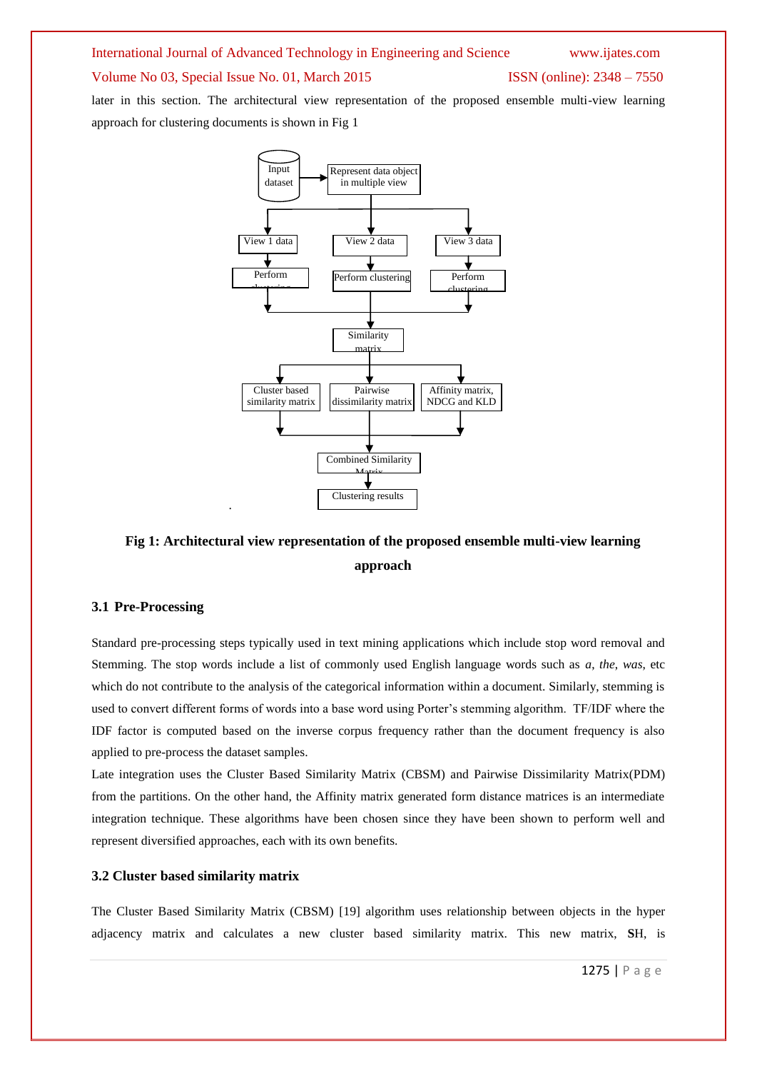later in this section. The architectural view representation of the proposed ensemble multi-view learning approach for clustering documents is shown in Fig 1

**Fig 1: Architectural view representation of the proposed ensemble multi-view learning approach**

### 3.1 Pre-Processing

Standard pre-processing steps typically used in text mining applications which include stop word removal and Stemming. The stop words include a list of commonly used English language words such as *a*, *the*, *was*, etc which do not contribute to the analysis of the categorical information within a document. Similarly, stemming is used to convert different forms of words into a base word using Porter's stemming algorithm. TF/IDF where the IDF factor is computed based on the inverse corpus frequency rather than the document frequency is also applied to pre-process the dataset samples.

Late integration uses the Cluster Based Similarity Matrix (CBSM) and Pairwise Dissimilarity Matrix(PDM) from the partitions. On the other hand, the Affinity matrix generated form distance matrices is an intermediate integration technique. These algorithms have been chosen since they have been shown to perform well and represent diversified approaches, each with its own benefits.

### 3.2 Cluster based similarity matrix

The Cluster Based Similarity Matrix (CBSM) [19] algorithm uses relationship between objects in the hyper adjacency matrix and calculates a new cluster based similarity matrix. This new matrix, **S**H, is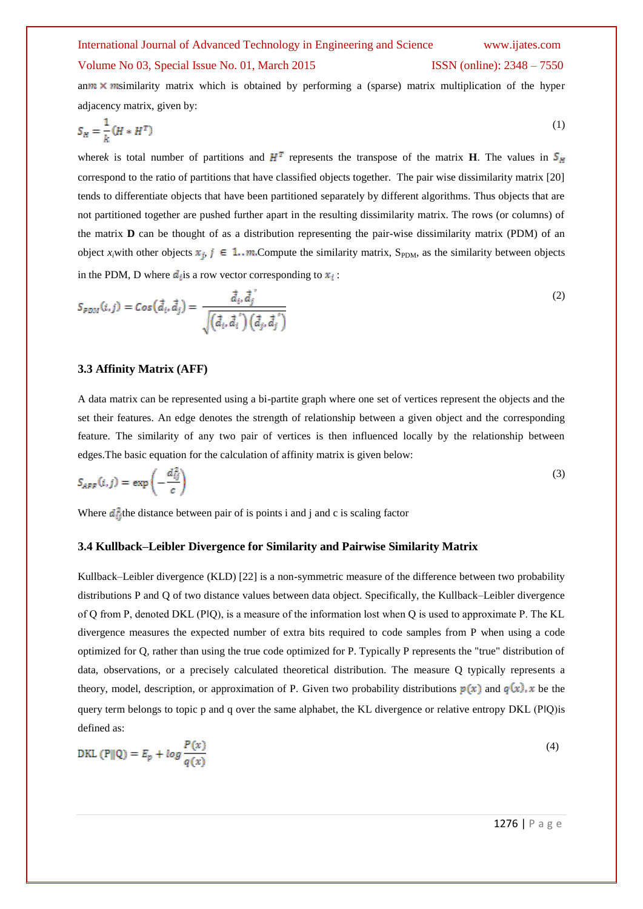an $m \times m$ similarity matrix which is obtained by performing a (sparse) matrix multiplication of the hyper adjacency matrix, given by:

$$S_H = \frac{1}{k}(H * H^T) \tag{1}$$

where $k$ is total number of partitions and $H^T$ represents the transpose of the matrix **H**. The values in $S_H$ correspond to the ratio of partitions that have classified objects together. The pair wise dissimilarity matrix [20] tends to differentiate objects that have been partitioned separately by different algorithms. Thus objects that are not partitioned together are pushed further apart in the resulting dissimilarity matrix. The rows (or columns) of the matrix **D** can be thought of as a distribution representing the pair-wise dissimilarity matrix (PDM) of an object $x_i$ with other objects $x_j, j \in 1..m$. Compute the similarity matrix, $S_{PDM}$, as the similarity between objects in the PDM, D where $d_i$ is a row vector corresponding to $x_i$ :

$$S_{PDM}(i,j) = Cos(\vec{d}_i, \vec{d}_j) = \frac{\vec{d}_i, \vec{d}_j^{\,'}}{\sqrt{(\vec{d}_i, \vec{d}_i^{\,'})(\vec{d}_j, \vec{d}_j^{\,'})}} \tag{2}$$

### 3.3 Affinity Matrix (AFF)

A data matrix can be represented using a bi-partite graph where one set of vertices represent the objects and the set their features. An edge denotes the strength of relationship between a given object and the corresponding feature. The similarity of any two pair of vertices is then influenced locally by the relationship between edges.The basic equation for the calculation of affinity matrix is given below:

$$S_{AFF}(i,j) = \exp\left(-\frac{d_{ij}^2}{c}\right) \tag{3}$$

Where $d_{ij}^2$ the distance between pair of is points i and j and c is scaling factor

### 3.4 Kullback–Leibler Divergence for Similarity and Pairwise Similarity Matrix

Kullback–Leibler divergence (KLD) [22] is a non-symmetric measure of the difference between two probability distributions P and Q of two distance values between data object. Specifically, the Kullback–Leibler divergence of Q from P, denoted DKL (P|Q), is a measure of the information lost when Q is used to approximate P. The KL divergence measures the expected number of extra bits required to code samples from P when using a code optimized for Q, rather than using the true code optimized for P. Typically P represents the "true" distribution of data, observations, or a precisely calculated theoretical distribution. The measure Q typically represents a theory, model, description, or approximation of P. Given two probability distributions $p(x)$ and $q(x)$, $x$ be the query term belongs to topic p and q over the same alphabet, the KL divergence or relative entropy DKL (P|Q)is defined as:

$$\text{DKL}(\text{P}\|\text{Q}) = E_p + log\frac{P(x)}{q(x)} \tag{4}$$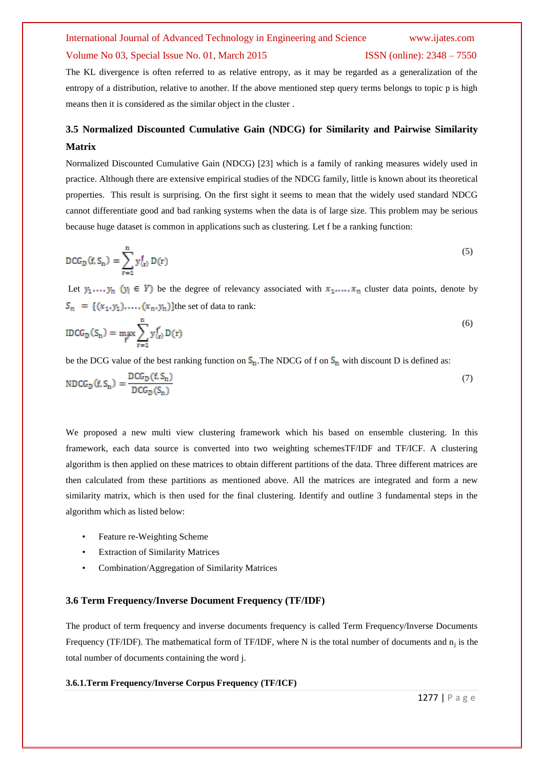The KL divergence is often referred to as relative entropy, as it may be regarded as a generalization of the entropy of a distribution, relative to another. If the above mentioned step query terms belongs to topic p is high means then it is considered as the similar object in the cluster .

### 3.5 Normalized Discounted Cumulative Gain (NDCG) for Similarity and Pairwise Similarity Matrix

Normalized Discounted Cumulative Gain (NDCG) [23] which is a family of ranking measures widely used in practice. Although there are extensive empirical studies of the NDCG family, little is known about its theoretical properties. This result is surprising. On the first sight it seems to mean that the widely used standard NDCG cannot differentiate good and bad ranking systems when the data is of large size. This problem may be serious because huge dataset is common in applications such as clustering. Let f be a ranking function:

$$DCG_D(f, S_n) = \sum_{r=1}^{n} y^f_{(r)} D(r) \tag{5}$$

Let $y_1, \ldots, y_n$ $(y_i \in Y)$ be the degree of relevancy associated with $x_1, \ldots, x_n$ cluster data points, denote by $S_n = \{(x_1, y_1), \ldots, (x_n, y_n)\}$the set of data to rank:

$$IDCG_D(S_n) = \max_{f'} \sum_{r=1}^{n} y^{f'}_{(r)} D(r) \tag{6}$$

be the DCG value of the best ranking function on $S_n$.The NDCG of f on $S_n$ with discount D is defined as:

$$NDCG_D(f, S_n) = \frac{DCG_D(f, S_n)}{DCG_D(S_n)} \tag{7}$$

We proposed a new multi view clustering framework which his based on ensemble clustering. In this framework, each data source is converted into two weighting schemesTF/IDF and TF/ICF. A clustering algorithm is then applied on these matrices to obtain different partitions of the data. Three different matrices are then calculated from these partitions as mentioned above. All the matrices are integrated and form a new similarity matrix, which is then used for the final clustering. Identify and outline 3 fundamental steps in the algorithm which as listed below:

- Feature re-Weighting Scheme
- Extraction of Similarity Matrices
- Combination/Aggregation of Similarity Matrices

### 3.6 Term Frequency/Inverse Document Frequency (TF/IDF)

The product of term frequency and inverse documents frequency is called Term Frequency/Inverse Documents Frequency (TF/IDF). The mathematical form of TF/IDF, where N is the total number of documents and $n_j$ is the total number of documents containing the word j.

#### 3.6.1.Term Frequency/Inverse Corpus Frequency (TF/ICF)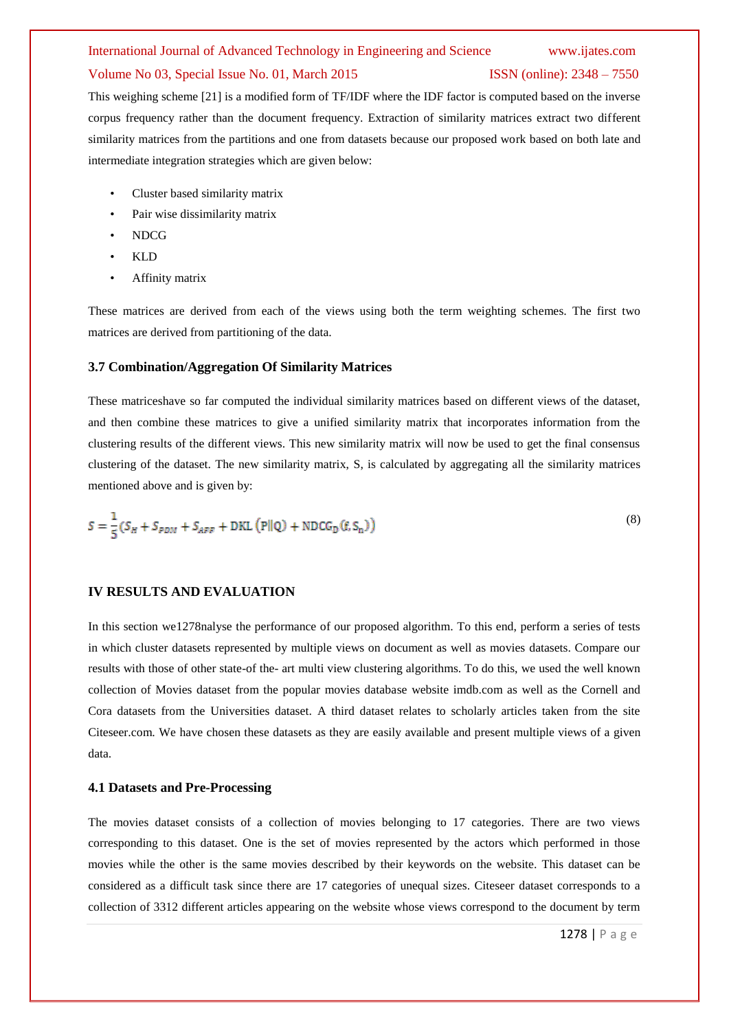This weighing scheme [21] is a modified form of TF/IDF where the IDF factor is computed based on the inverse corpus frequency rather than the document frequency. Extraction of similarity matrices extract two different similarity matrices from the partitions and one from datasets because our proposed work based on both late and intermediate integration strategies which are given below:

- Cluster based similarity matrix
- Pair wise dissimilarity matrix
- NDCG
- KLD
- Affinity matrix

These matrices are derived from each of the views using both the term weighting schemes. The first two matrices are derived from partitioning of the data.

### 3.7 Combination/Aggregation Of Similarity Matrices

These matriceshave so far computed the individual similarity matrices based on different views of the dataset, and then combine these matrices to give a unified similarity matrix that incorporates information from the clustering results of the different views. This new similarity matrix will now be used to get the final consensus clustering of the dataset. The new similarity matrix, S, is calculated by aggregating all the similarity matrices mentioned above and is given by:

$$S = \frac{1}{5}\left(S_H + S_{PDM} + S_{AFF} + \mathrm{DKL}\left(\mathrm{P}\|\mathrm{Q}\right) + \mathrm{NDCG_D}(f, S_n)\right) \tag{8}$$

## IV RESULTS AND EVALUATION

In this section we1278nalyse the performance of our proposed algorithm. To this end, perform a series of tests in which cluster datasets represented by multiple views on document as well as movies datasets. Compare our results with those of other state-of the- art multi view clustering algorithms. To do this, we used the well known collection of Movies dataset from the popular movies database website imdb.com as well as the Cornell and Cora datasets from the Universities dataset. A third dataset relates to scholarly articles taken from the site Citeseer.com. We have chosen these datasets as they are easily available and present multiple views of a given data.

### 4.1 Datasets and Pre-Processing

The movies dataset consists of a collection of movies belonging to 17 categories. There are two views corresponding to this dataset. One is the set of movies represented by the actors which performed in those movies while the other is the same movies described by their keywords on the website. This dataset can be considered as a difficult task since there are 17 categories of unequal sizes. Citeseer dataset corresponds to a collection of 3312 different articles appearing on the website whose views correspond to the document by term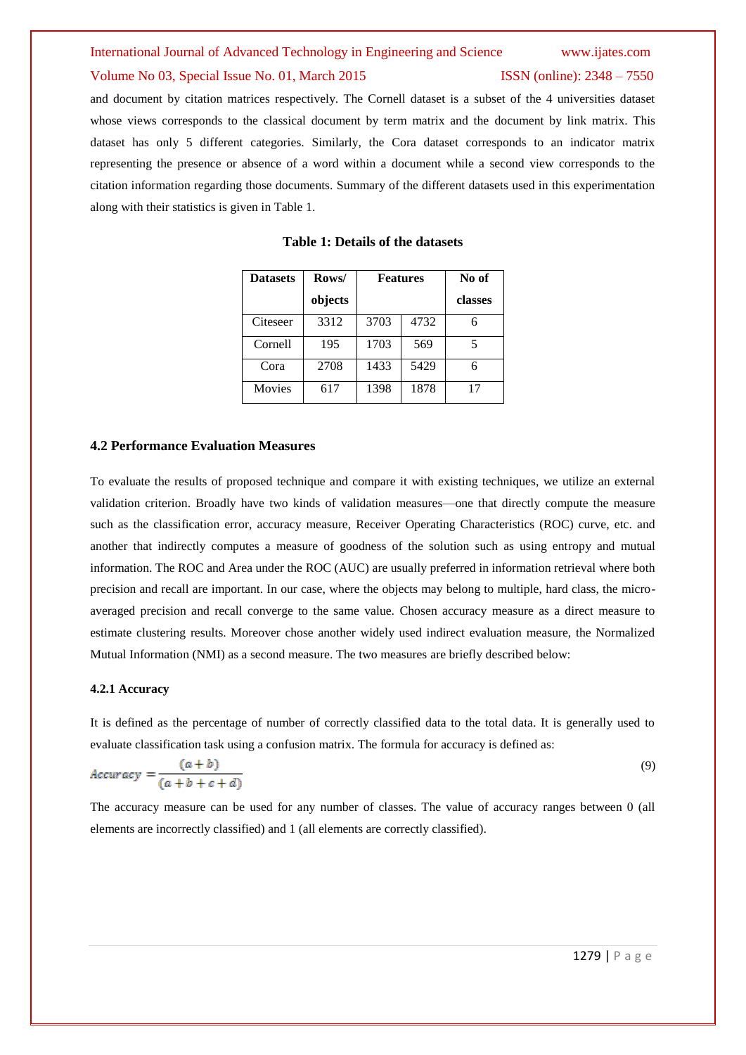and document by citation matrices respectively. The Cornell dataset is a subset of the 4 universities dataset whose views corresponds to the classical document by term matrix and the document by link matrix. This dataset has only 5 different categories. Similarly, the Cora dataset corresponds to an indicator matrix representing the presence or absence of a word within a document while a second view corresponds to the citation information regarding those documents. Summary of the different datasets used in this experimentation along with their statistics is given in Table 1.

**Table 1: Details of the datasets**

| Datasets | Rows/ objects | Features | | No of classes |
|---|---|---|---|---|
| Citeseer | 3312 | 3703 | 4732 | 6 |
| Cornell | 195 | 1703 | 569 | 5 |
| Cora | 2708 | 1433 | 5429 | 6 |
| Movies | 617 | 1398 | 1878 | 17 |

### 4.2 Performance Evaluation Measures

To evaluate the results of proposed technique and compare it with existing techniques, we utilize an external validation criterion. Broadly have two kinds of validation measures—one that directly compute the measure such as the classification error, accuracy measure, Receiver Operating Characteristics (ROC) curve, etc. and another that indirectly computes a measure of goodness of the solution such as using entropy and mutual information. The ROC and Area under the ROC (AUC) are usually preferred in information retrieval where both precision and recall are important. In our case, where the objects may belong to multiple, hard class, the micro-averaged precision and recall converge to the same value. Chosen accuracy measure as a direct measure to estimate clustering results. Moreover chose another widely used indirect evaluation measure, the Normalized Mutual Information (NMI) as a second measure. The two measures are briefly described below:

#### 4.2.1 Accuracy

It is defined as the percentage of number of correctly classified data to the total data. It is generally used to evaluate classification task using a confusion matrix. The formula for accuracy is defined as:

$$Accuracy = \frac{(a+b)}{(a+b+c+d)} \tag{9}$$

The accuracy measure can be used for any number of classes. The value of accuracy ranges between 0 (all elements are incorrectly classified) and 1 (all elements are correctly classified).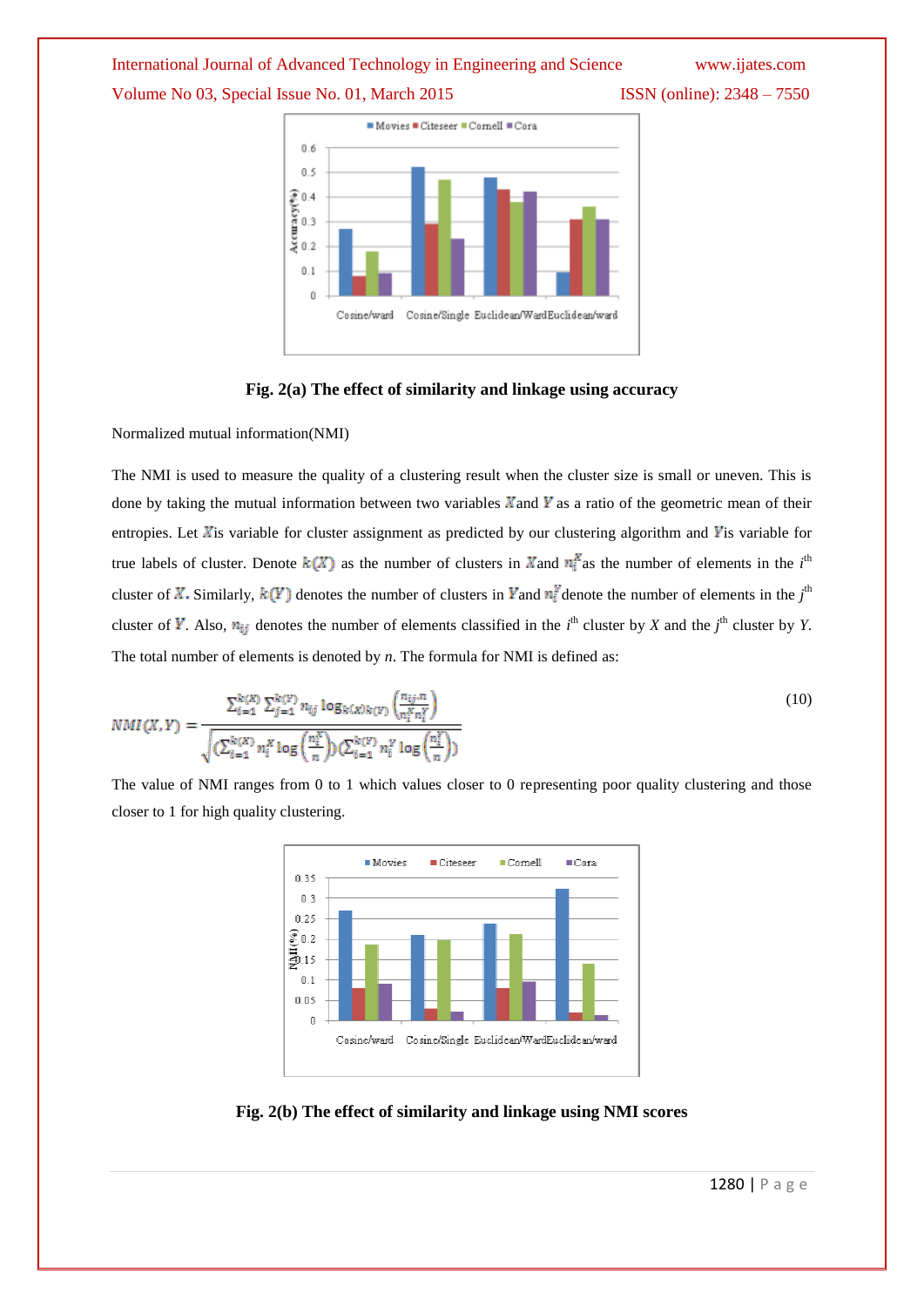**Fig. 2(a) The effect of similarity and linkage using accuracy**

Normalized mutual information(NMI)

The NMI is used to measure the quality of a clustering result when the cluster size is small or uneven. This is done by taking the mutual information between two variables $X$ and $Y$ as a ratio of the geometric mean of their entropies. Let $X$ is variable for cluster assignment as predicted by our clustering algorithm and $Y$ is variable for true labels of cluster. Denote $k(X)$ as the number of clusters in $X$ and $n_i^X$ as the number of elements in the $i^{th}$ cluster of $X$. Similarly, $k(Y)$ denotes the number of clusters in $Y$ and $n_j^Y$ denote the number of elements in the $j^{th}$ cluster of $Y$. Also, $n_{ij}$ denotes the number of elements classified in the $i^{th}$ cluster by $X$ and the $j^{th}$ cluster by $Y$. The total number of elements is denoted by $n$. The formula for NMI is defined as:

$$NMI(X,Y) = \frac{\sum_{i=1}^{k(X)} \sum_{j=1}^{k(Y)} n_{ij} \log_{k(X)k(Y)} \left( \frac{n_{ij} \cdot n}{n_i^X n_j^Y} \right)}{\sqrt{\left( \sum_{i=1}^{k(X)} n_i^X \log \left( \frac{n_i^X}{n} \right) \right) \left( \sum_{i=1}^{k(Y)} n_j^Y \log \left( \frac{n_j^Y}{n} \right) \right)}} \quad (10)$$

The value of NMI ranges from 0 to 1 which values closer to 0 representing poor quality clustering and those closer to 1 for high quality clustering.

**Fig. 2(b) The effect of similarity and linkage using NMI scores**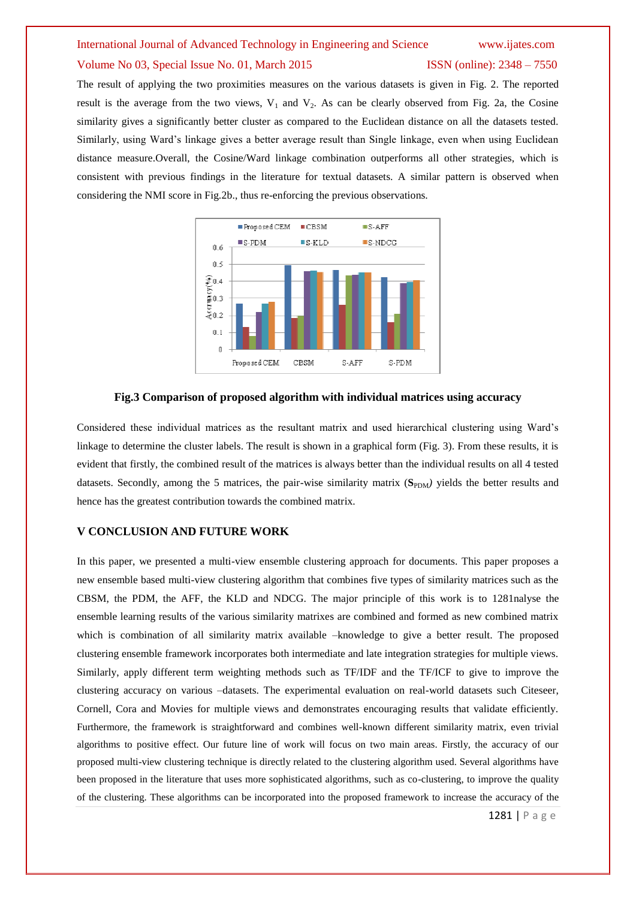The result of applying the two proximities measures on the various datasets is given in Fig. 2. The reported result is the average from the two views, $V_1$ and $V_2$. As can be clearly observed from Fig. 2a, the Cosine similarity gives a significantly better cluster as compared to the Euclidean distance on all the datasets tested. Similarly, using Ward's linkage gives a better average result than Single linkage, even when using Euclidean distance measure.Overall, the Cosine/Ward linkage combination outperforms all other strategies, which is consistent with previous findings in the literature for textual datasets. A similar pattern is observed when considering the NMI score in Fig.2b., thus re-enforcing the previous observations.

**Fig.3 Comparison of proposed algorithm with individual matrices using accuracy**

Considered these individual matrices as the resultant matrix and used hierarchical clustering using Ward's linkage to determine the cluster labels. The result is shown in a graphical form (Fig. 3). From these results, it is evident that firstly, the combined result of the matrices is always better than the individual results on all 4 tested datasets. Secondly, among the 5 matrices, the pair-wise similarity matrix ($S_{PDM}$) yields the better results and hence has the greatest contribution towards the combined matrix.

## V CONCLUSION AND FUTURE WORK

In this paper, we presented a multi-view ensemble clustering approach for documents. This paper proposes a new ensemble based multi-view clustering algorithm that combines five types of similarity matrices such as the CBSM, the PDM, the AFF, the KLD and NDCG. The major principle of this work is to 1281nalyse the ensemble learning results of the various similarity matrixes are combined and formed as new combined matrix which is combination of all similarity matrix available –knowledge to give a better result. The proposed clustering ensemble framework incorporates both intermediate and late integration strategies for multiple views. Similarly, apply different term weighting methods such as TF/IDF and the TF/ICF to give to improve the clustering accuracy on various –datasets. The experimental evaluation on real-world datasets such Citeseer, Cornell, Cora and Movies for multiple views and demonstrates encouraging results that validate efficiently. Furthermore, the framework is straightforward and combines well-known different similarity matrix, even trivial algorithms to positive effect. Our future line of work will focus on two main areas. Firstly, the accuracy of our proposed multi-view clustering technique is directly related to the clustering algorithm used. Several algorithms have been proposed in the literature that uses more sophisticated algorithms, such as co-clustering, to improve the quality of the clustering. These algorithms can be incorporated into the proposed framework to increase the accuracy of the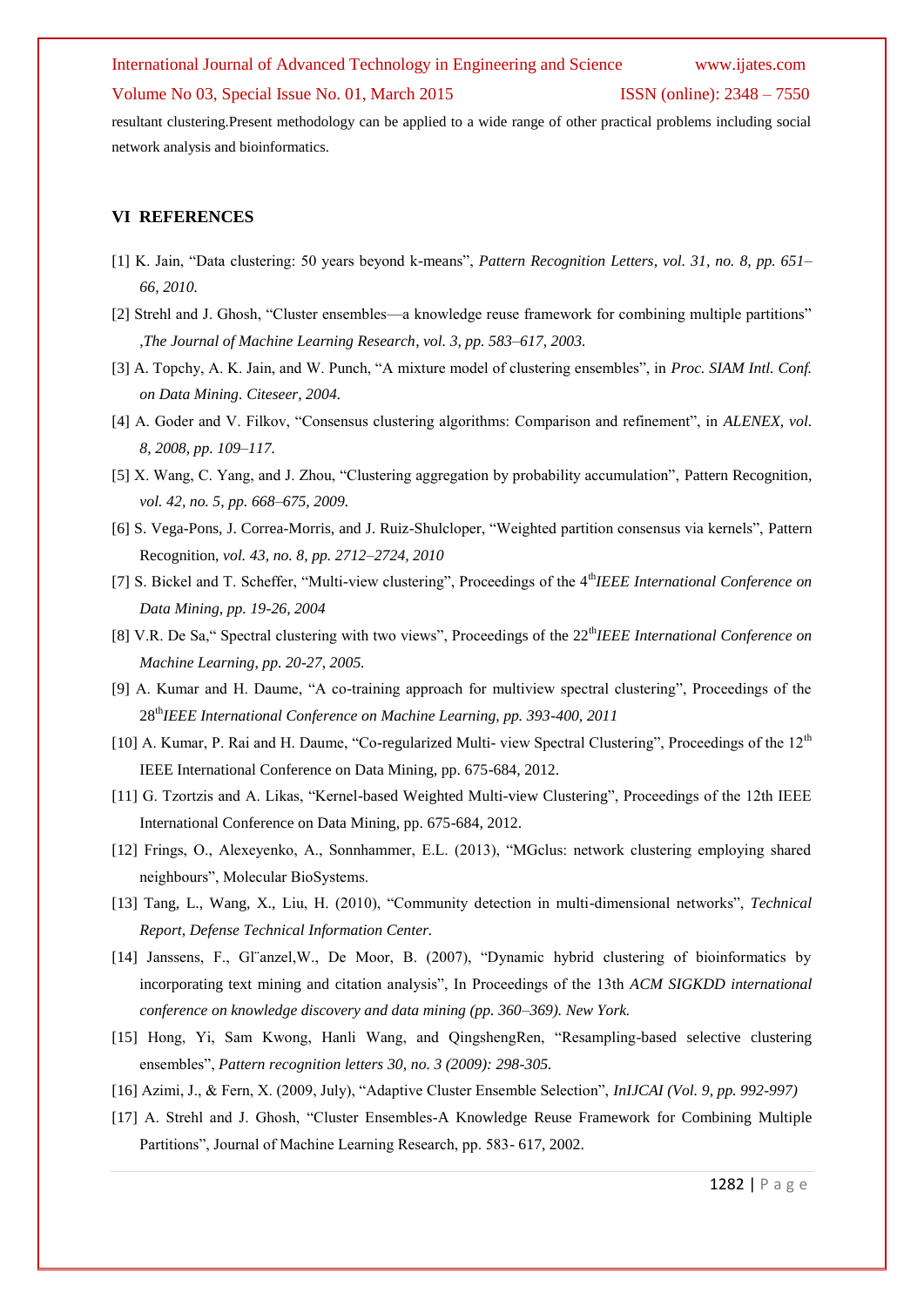resultant clustering.Present methodology can be applied to a wide range of other practical problems including social network analysis and bioinformatics.

## VI REFERENCES

[1] K. Jain, "Data clustering: 50 years beyond k-means", *Pattern Recognition Letters, vol. 31, no. 8, pp. 651–66, 2010.*

[2] Strehl and J. Ghosh, "Cluster ensembles—a knowledge reuse framework for combining multiple partitions" ,*The Journal of Machine Learning Research, vol. 3, pp. 583–617, 2003.*

[3] A. Topchy, A. K. Jain, and W. Punch, "A mixture model of clustering ensembles", in *Proc. SIAM Intl. Conf. on Data Mining. Citeseer, 2004.*

[4] A. Goder and V. Filkov, "Consensus clustering algorithms: Comparison and refinement", in *ALENEX, vol. 8, 2008, pp. 109–117.*

[5] X. Wang, C. Yang, and J. Zhou, "Clustering aggregation by probability accumulation", Pattern Recognition, *vol. 42, no. 5, pp. 668–675, 2009.*

[6] S. Vega-Pons, J. Correa-Morris, and J. Ruiz-Shulcloper, "Weighted partition consensus via kernels", Pattern Recognition, *vol. 43, no. 8, pp. 2712–2724, 2010*

[7] S. Bickel and T. Scheffer, "Multi-view clustering", Proceedings of the 4th*IEEE International Conference on Data Mining, pp. 19-26, 2004*

[8] V.R. De Sa," Spectral clustering with two views", Proceedings of the 22th*IEEE International Conference on Machine Learning, pp. 20-27, 2005.*

[9] A. Kumar and H. Daume, "A co-training approach for multiview spectral clustering", Proceedings of the 28th*IEEE International Conference on Machine Learning, pp. 393-400, 2011*

[10] A. Kumar, P. Rai and H. Daume, "Co-regularized Multi- view Spectral Clustering", Proceedings of the 12th IEEE International Conference on Data Mining, pp. 675-684, 2012.

[11] G. Tzortzis and A. Likas, "Kernel-based Weighted Multi-view Clustering", Proceedings of the 12th IEEE International Conference on Data Mining, pp. 675-684, 2012.

[12] Frings, O., Alexeyenko, A., Sonnhammer, E.L. (2013), "MGclus: network clustering employing shared neighbours", Molecular BioSystems.

[13] Tang, L., Wang, X., Liu, H. (2010), "Community detection in multi-dimensional networks", *Technical Report, Defense Technical Information Center.*

[14] Janssens, F., Gl¨anzel,W., De Moor, B. (2007), "Dynamic hybrid clustering of bioinformatics by incorporating text mining and citation analysis", In Proceedings of the 13th *ACM SIGKDD international conference on knowledge discovery and data mining (pp. 360–369). New York.*

[15] Hong, Yi, Sam Kwong, Hanli Wang, and QingshengRen, "Resampling-based selective clustering ensembles", *Pattern recognition letters 30, no. 3 (2009): 298-305.*

[16] Azimi, J., & Fern, X. (2009, July), "Adaptive Cluster Ensemble Selection", *InIJCAI (Vol. 9, pp. 992-997)*

[17] A. Strehl and J. Ghosh, "Cluster Ensembles-A Knowledge Reuse Framework for Combining Multiple Partitions", Journal of Machine Learning Research, pp. 583- 617, 2002.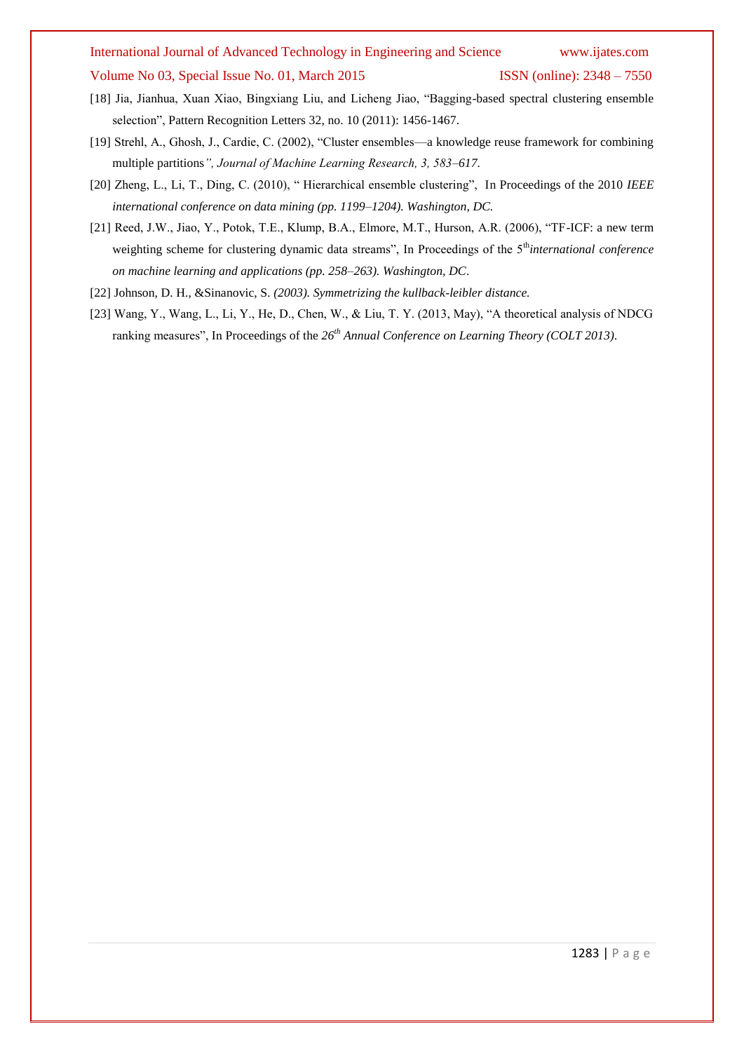[18] Jia, Jianhua, Xuan Xiao, Bingxiang Liu, and Licheng Jiao, "Bagging-based spectral clustering ensemble selection", Pattern Recognition Letters 32, no. 10 (2011): 1456-1467.

[19] Strehl, A., Ghosh, J., Cardie, C. (2002), "Cluster ensembles—a knowledge reuse framework for combining multiple partitions*", Journal of Machine Learning Research, 3, 583–617*.

[20] Zheng, L., Li, T., Ding, C. (2010), " Hierarchical ensemble clustering", In Proceedings of the 2010 *IEEE international conference on data mining (pp. 1199–1204). Washington, DC.*

[21] Reed, J.W., Jiao, Y., Potok, T.E., Klump, B.A., Elmore, M.T., Hurson, A.R. (2006), "TF-ICF: a new term weighting scheme for clustering dynamic data streams", In Proceedings of the 5th *international conference on machine learning and applications (pp. 258–263). Washington, DC*.

[22] Johnson, D. H., &Sinanovic, S. *(2003). Symmetrizing the kullback-leibler distance.*

[23] Wang, Y., Wang, L., Li, Y., He, D., Chen, W., & Liu, T. Y. (2013, May), "A theoretical analysis of NDCG ranking measures", In Proceedings of the *26th Annual Conference on Learning Theory (COLT 2013)*.